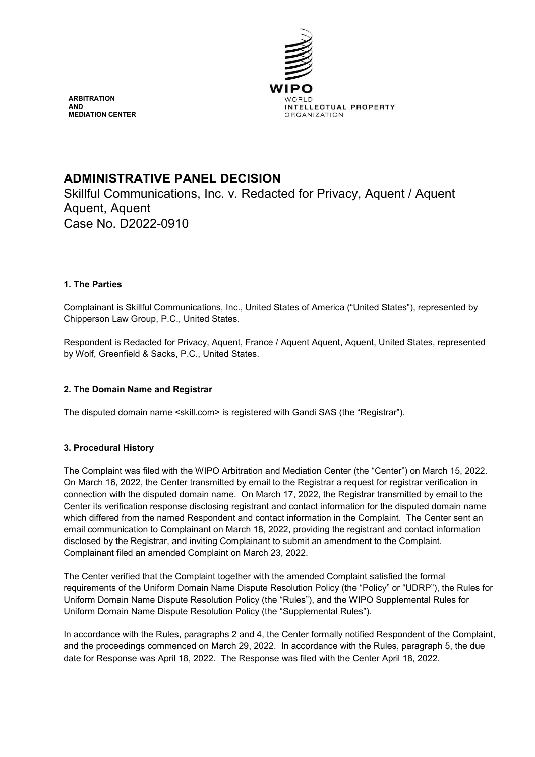ARBITRATION
AND
MEDIATION CENTER

WIPO
WORLD
INTELLECTUAL PROPERTY
ORGANIZATION

# ADMINISTRATIVE PANEL DECISION

Skillful Communications, Inc. v. Redacted for Privacy, Aquent / Aquent Aquent, Aquent
Case No. D2022-0910

## 1. The Parties

Complainant is Skillful Communications, Inc., United States of America ("United States"), represented by Chipperson Law Group, P.C., United States.

Respondent is Redacted for Privacy, Aquent, France / Aquent Aquent, Aquent, United States, represented by Wolf, Greenfield & Sacks, P.C., United States.

## 2. The Domain Name and Registrar

The disputed domain name <skill.com> is registered with Gandi SAS (the "Registrar").

## 3. Procedural History

The Complaint was filed with the WIPO Arbitration and Mediation Center (the "Center") on March 15, 2022. On March 16, 2022, the Center transmitted by email to the Registrar a request for registrar verification in connection with the disputed domain name. On March 17, 2022, the Registrar transmitted by email to the Center its verification response disclosing registrant and contact information for the disputed domain name which differed from the named Respondent and contact information in the Complaint. The Center sent an email communication to Complainant on March 18, 2022, providing the registrant and contact information disclosed by the Registrar, and inviting Complainant to submit an amendment to the Complaint. Complainant filed an amended Complaint on March 23, 2022.

The Center verified that the Complaint together with the amended Complaint satisfied the formal requirements of the Uniform Domain Name Dispute Resolution Policy (the "Policy" or "UDRP"), the Rules for Uniform Domain Name Dispute Resolution Policy (the "Rules"), and the WIPO Supplemental Rules for Uniform Domain Name Dispute Resolution Policy (the "Supplemental Rules").

In accordance with the Rules, paragraphs 2 and 4, the Center formally notified Respondent of the Complaint, and the proceedings commenced on March 29, 2022. In accordance with the Rules, paragraph 5, the due date for Response was April 18, 2022. The Response was filed with the Center April 18, 2022.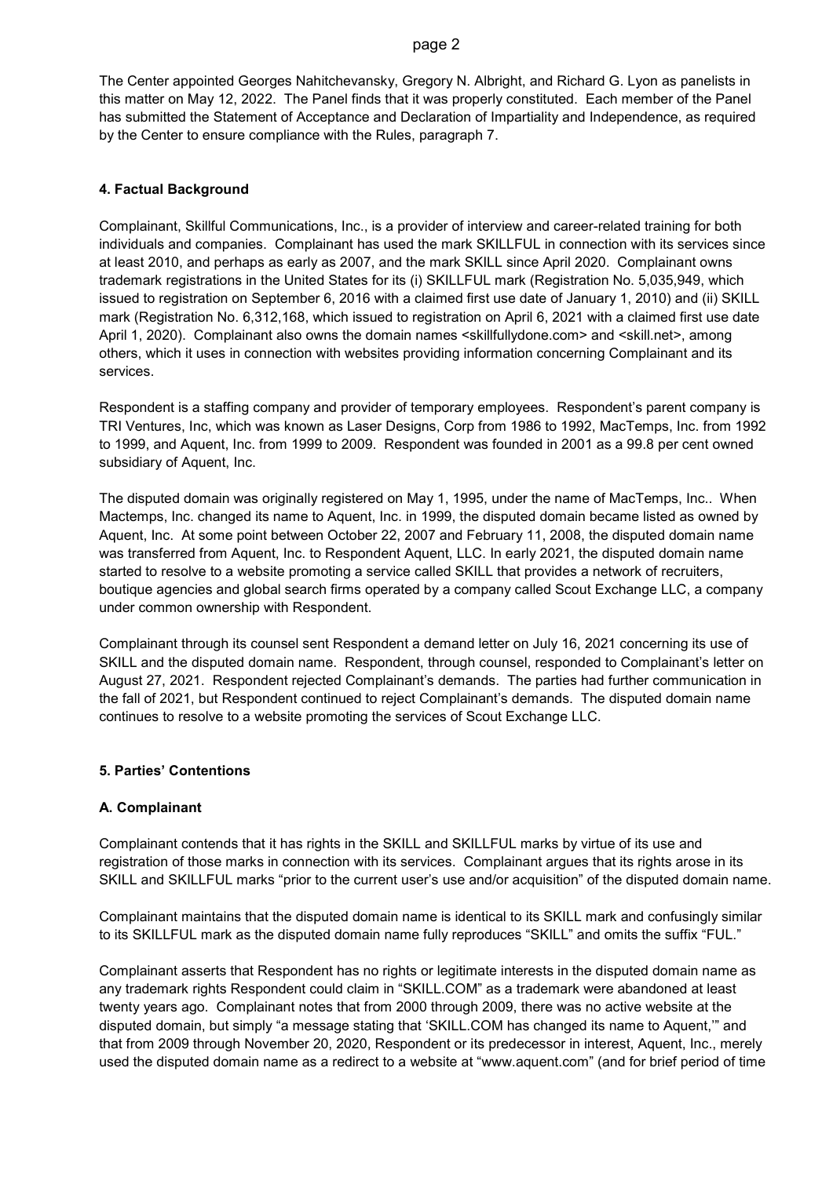The Center appointed Georges Nahitchevansky, Gregory N. Albright, and Richard G. Lyon as panelists in this matter on May 12, 2022. The Panel finds that it was properly constituted. Each member of the Panel has submitted the Statement of Acceptance and Declaration of Impartiality and Independence, as required by the Center to ensure compliance with the Rules, paragraph 7.

## 4. Factual Background

Complainant, Skillful Communications, Inc., is a provider of interview and career-related training for both individuals and companies. Complainant has used the mark SKILLFUL in connection with its services since at least 2010, and perhaps as early as 2007, and the mark SKILL since April 2020. Complainant owns trademark registrations in the United States for its (i) SKILLFUL mark (Registration No. 5,035,949, which issued to registration on September 6, 2016 with a claimed first use date of January 1, 2010) and (ii) SKILL mark (Registration No. 6,312,168, which issued to registration on April 6, 2021 with a claimed first use date April 1, 2020). Complainant also owns the domain names <skillfullydone.com> and <skill.net>, among others, which it uses in connection with websites providing information concerning Complainant and its services.

Respondent is a staffing company and provider of temporary employees. Respondent's parent company is TRI Ventures, Inc, which was known as Laser Designs, Corp from 1986 to 1992, MacTemps, Inc. from 1992 to 1999, and Aquent, Inc. from 1999 to 2009. Respondent was founded in 2001 as a 99.8 per cent owned subsidiary of Aquent, Inc.

The disputed domain was originally registered on May 1, 1995, under the name of MacTemps, Inc.. When Mactemps, Inc. changed its name to Aquent, Inc. in 1999, the disputed domain became listed as owned by Aquent, Inc. At some point between October 22, 2007 and February 11, 2008, the disputed domain name was transferred from Aquent, Inc. to Respondent Aquent, LLC. In early 2021, the disputed domain name started to resolve to a website promoting a service called SKILL that provides a network of recruiters, boutique agencies and global search firms operated by a company called Scout Exchange LLC, a company under common ownership with Respondent.

Complainant through its counsel sent Respondent a demand letter on July 16, 2021 concerning its use of SKILL and the disputed domain name. Respondent, through counsel, responded to Complainant's letter on August 27, 2021. Respondent rejected Complainant's demands. The parties had further communication in the fall of 2021, but Respondent continued to reject Complainant's demands. The disputed domain name continues to resolve to a website promoting the services of Scout Exchange LLC.

## 5. Parties' Contentions

### A. Complainant

Complainant contends that it has rights in the SKILL and SKILLFUL marks by virtue of its use and registration of those marks in connection with its services. Complainant argues that its rights arose in its SKILL and SKILLFUL marks "prior to the current user's use and/or acquisition" of the disputed domain name.

Complainant maintains that the disputed domain name is identical to its SKILL mark and confusingly similar to its SKILLFUL mark as the disputed domain name fully reproduces "SKILL" and omits the suffix "FUL."

Complainant asserts that Respondent has no rights or legitimate interests in the disputed domain name as any trademark rights Respondent could claim in "SKILL.COM" as a trademark were abandoned at least twenty years ago. Complainant notes that from 2000 through 2009, there was no active website at the disputed domain, but simply "a message stating that 'SKILL.COM has changed its name to Aquent,'" and that from 2009 through November 20, 2020, Respondent or its predecessor in interest, Aquent, Inc., merely used the disputed domain name as a redirect to a website at "www.aquent.com" (and for brief period of time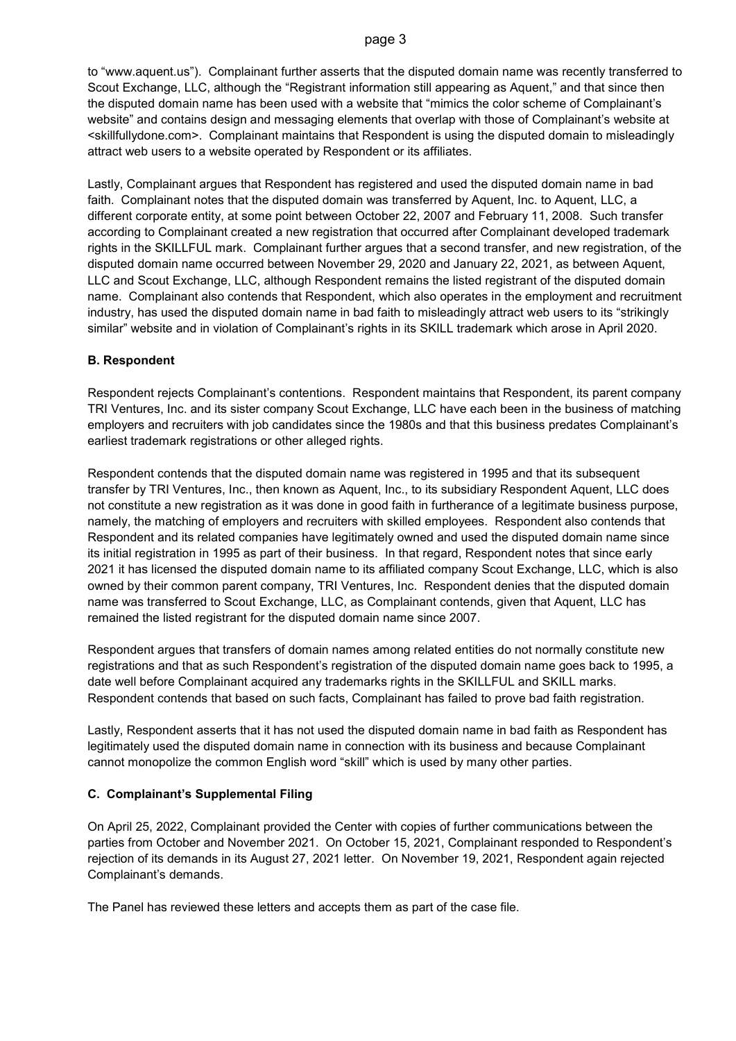to "www.aquent.us"). Complainant further asserts that the disputed domain name was recently transferred to Scout Exchange, LLC, although the "Registrant information still appearing as Aquent," and that since then the disputed domain name has been used with a website that "mimics the color scheme of Complainant's website" and contains design and messaging elements that overlap with those of Complainant's website at <skillfullydone.com>. Complainant maintains that Respondent is using the disputed domain to misleadingly attract web users to a website operated by Respondent or its affiliates.

Lastly, Complainant argues that Respondent has registered and used the disputed domain name in bad faith. Complainant notes that the disputed domain was transferred by Aquent, Inc. to Aquent, LLC, a different corporate entity, at some point between October 22, 2007 and February 11, 2008. Such transfer according to Complainant created a new registration that occurred after Complainant developed trademark rights in the SKILLFUL mark. Complainant further argues that a second transfer, and new registration, of the disputed domain name occurred between November 29, 2020 and January 22, 2021, as between Aquent, LLC and Scout Exchange, LLC, although Respondent remains the listed registrant of the disputed domain name. Complainant also contends that Respondent, which also operates in the employment and recruitment industry, has used the disputed domain name in bad faith to misleadingly attract web users to its "strikingly similar" website and in violation of Complainant's rights in its SKILL trademark which arose in April 2020.

### B. Respondent

Respondent rejects Complainant's contentions. Respondent maintains that Respondent, its parent company TRI Ventures, Inc. and its sister company Scout Exchange, LLC have each been in the business of matching employers and recruiters with job candidates since the 1980s and that this business predates Complainant's earliest trademark registrations or other alleged rights.

Respondent contends that the disputed domain name was registered in 1995 and that its subsequent transfer by TRI Ventures, Inc., then known as Aquent, Inc., to its subsidiary Respondent Aquent, LLC does not constitute a new registration as it was done in good faith in furtherance of a legitimate business purpose, namely, the matching of employers and recruiters with skilled employees. Respondent also contends that Respondent and its related companies have legitimately owned and used the disputed domain name since its initial registration in 1995 as part of their business. In that regard, Respondent notes that since early 2021 it has licensed the disputed domain name to its affiliated company Scout Exchange, LLC, which is also owned by their common parent company, TRI Ventures, Inc. Respondent denies that the disputed domain name was transferred to Scout Exchange, LLC, as Complainant contends, given that Aquent, LLC has remained the listed registrant for the disputed domain name since 2007.

Respondent argues that transfers of domain names among related entities do not normally constitute new registrations and that as such Respondent's registration of the disputed domain name goes back to 1995, a date well before Complainant acquired any trademarks rights in the SKILLFUL and SKILL marks. Respondent contends that based on such facts, Complainant has failed to prove bad faith registration.

Lastly, Respondent asserts that it has not used the disputed domain name in bad faith as Respondent has legitimately used the disputed domain name in connection with its business and because Complainant cannot monopolize the common English word "skill" which is used by many other parties.

### C. Complainant's Supplemental Filing

On April 25, 2022, Complainant provided the Center with copies of further communications between the parties from October and November 2021. On October 15, 2021, Complainant responded to Respondent's rejection of its demands in its August 27, 2021 letter. On November 19, 2021, Respondent again rejected Complainant's demands.

The Panel has reviewed these letters and accepts them as part of the case file.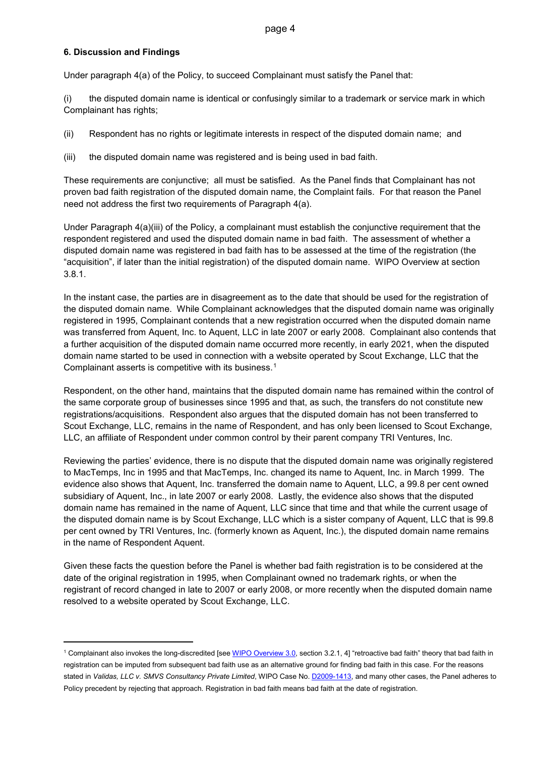### 6. Discussion and Findings

Under paragraph 4(a) of the Policy, to succeed Complainant must satisfy the Panel that:

(i) the disputed domain name is identical or confusingly similar to a trademark or service mark in which Complainant has rights;

(ii) Respondent has no rights or legitimate interests in respect of the disputed domain name; and

(iii) the disputed domain name was registered and is being used in bad faith.

These requirements are conjunctive; all must be satisfied. As the Panel finds that Complainant has not proven bad faith registration of the disputed domain name, the Complaint fails. For that reason the Panel need not address the first two requirements of Paragraph 4(a).

Under Paragraph 4(a)(iii) of the Policy, a complainant must establish the conjunctive requirement that the respondent registered and used the disputed domain name in bad faith. The assessment of whether a disputed domain name was registered in bad faith has to be assessed at the time of the registration (the "acquisition", if later than the initial registration) of the disputed domain name. WIPO Overview at section 3.8.1.

In the instant case, the parties are in disagreement as to the date that should be used for the registration of the disputed domain name. While Complainant acknowledges that the disputed domain name was originally registered in 1995, Complainant contends that a new registration occurred when the disputed domain name was transferred from Aquent, Inc. to Aquent, LLC in late 2007 or early 2008. Complainant also contends that a further acquisition of the disputed domain name occurred more recently, in early 2021, when the disputed domain name started to be used in connection with a website operated by Scout Exchange, LLC that the Complainant asserts is competitive with its business.[1]

Respondent, on the other hand, maintains that the disputed domain name has remained within the control of the same corporate group of businesses since 1995 and that, as such, the transfers do not constitute new registrations/acquisitions. Respondent also argues that the disputed domain has not been transferred to Scout Exchange, LLC, remains in the name of Respondent, and has only been licensed to Scout Exchange, LLC, an affiliate of Respondent under common control by their parent company TRI Ventures, Inc.

Reviewing the parties' evidence, there is no dispute that the disputed domain name was originally registered to MacTemps, Inc in 1995 and that MacTemps, Inc. changed its name to Aquent, Inc. in March 1999. The evidence also shows that Aquent, Inc. transferred the domain name to Aquent, LLC, a 99.8 per cent owned subsidiary of Aquent, Inc., in late 2007 or early 2008. Lastly, the evidence also shows that the disputed domain name has remained in the name of Aquent, LLC since that time and that while the current usage of the disputed domain name is by Scout Exchange, LLC which is a sister company of Aquent, LLC that is 99.8 per cent owned by TRI Ventures, Inc. (formerly known as Aquent, Inc.), the disputed domain name remains in the name of Respondent Aquent.

Given these facts the question before the Panel is whether bad faith registration is to be considered at the date of the original registration in 1995, when Complainant owned no trademark rights, or when the registrant of record changed in late to 2007 or early 2008, or more recently when the disputed domain name resolved to a website operated by Scout Exchange, LLC.

---

[1] Complainant also invokes the long-discredited [see WIPO Overview 3.0, section 3.2.1, 4] "retroactive bad faith" theory that bad faith in registration can be imputed from subsequent bad faith use as an alternative ground for finding bad faith in this case. For the reasons stated in *Validas, LLC v. SMVS Consultancy Private Limited*, WIPO Case No. D2009-1413, and many other cases, the Panel adheres to Policy precedent by rejecting that approach. Registration in bad faith means bad faith at the date of registration.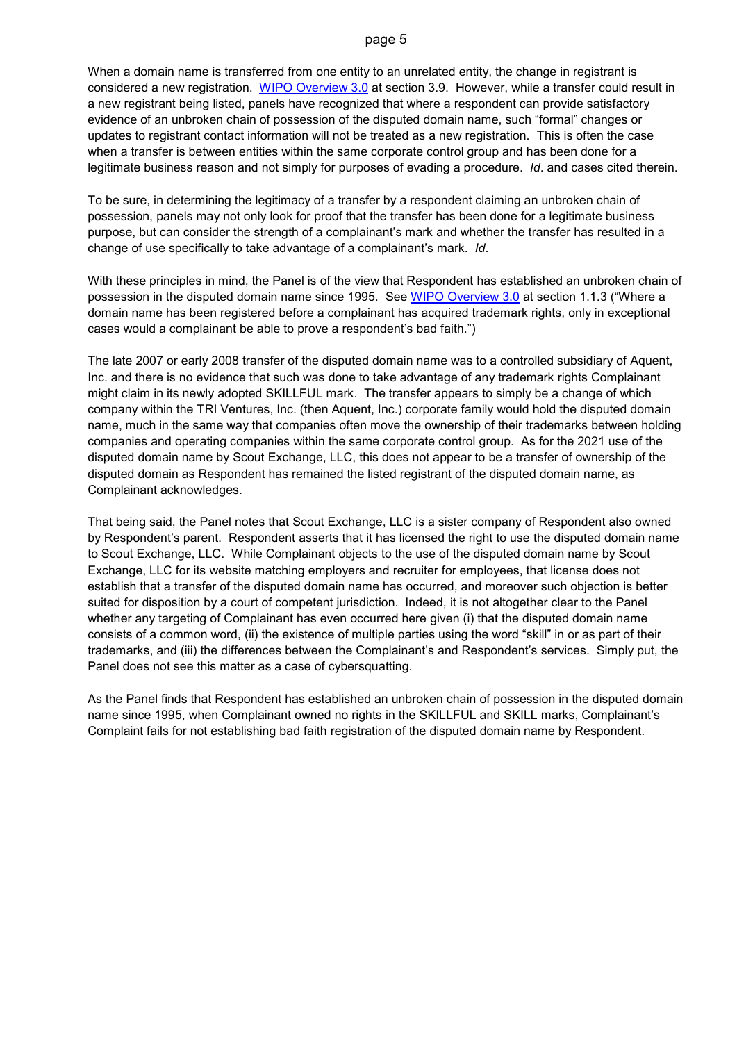When a domain name is transferred from one entity to an unrelated entity, the change in registrant is considered a new registration. [WIPO Overview 3.0] at section 3.9. However, while a transfer could result in a new registrant being listed, panels have recognized that where a respondent can provide satisfactory evidence of an unbroken chain of possession of the disputed domain name, such "formal" changes or updates to registrant contact information will not be treated as a new registration. This is often the case when a transfer is between entities within the same corporate control group and has been done for a legitimate business reason and not simply for purposes of evading a procedure. *Id*. and cases cited therein.

To be sure, in determining the legitimacy of a transfer by a respondent claiming an unbroken chain of possession, panels may not only look for proof that the transfer has been done for a legitimate business purpose, but can consider the strength of a complainant's mark and whether the transfer has resulted in a change of use specifically to take advantage of a complainant's mark. *Id*.

With these principles in mind, the Panel is of the view that Respondent has established an unbroken chain of possession in the disputed domain name since 1995. See [WIPO Overview 3.0] at section 1.1.3 ("Where a domain name has been registered before a complainant has acquired trademark rights, only in exceptional cases would a complainant be able to prove a respondent's bad faith.")

The late 2007 or early 2008 transfer of the disputed domain name was to a controlled subsidiary of Aquent, Inc. and there is no evidence that such was done to take advantage of any trademark rights Complainant might claim in its newly adopted SKILLFUL mark. The transfer appears to simply be a change of which company within the TRI Ventures, Inc. (then Aquent, Inc.) corporate family would hold the disputed domain name, much in the same way that companies often move the ownership of their trademarks between holding companies and operating companies within the same corporate control group. As for the 2021 use of the disputed domain name by Scout Exchange, LLC, this does not appear to be a transfer of ownership of the disputed domain as Respondent has remained the listed registrant of the disputed domain name, as Complainant acknowledges.

That being said, the Panel notes that Scout Exchange, LLC is a sister company of Respondent also owned by Respondent's parent. Respondent asserts that it has licensed the right to use the disputed domain name to Scout Exchange, LLC. While Complainant objects to the use of the disputed domain name by Scout Exchange, LLC for its website matching employers and recruiter for employees, that license does not establish that a transfer of the disputed domain name has occurred, and moreover such objection is better suited for disposition by a court of competent jurisdiction. Indeed, it is not altogether clear to the Panel whether any targeting of Complainant has even occurred here given (i) that the disputed domain name consists of a common word, (ii) the existence of multiple parties using the word "skill" in or as part of their trademarks, and (iii) the differences between the Complainant's and Respondent's services. Simply put, the Panel does not see this matter as a case of cybersquatting.

As the Panel finds that Respondent has established an unbroken chain of possession in the disputed domain name since 1995, when Complainant owned no rights in the SKILLFUL and SKILL marks, Complainant's Complaint fails for not establishing bad faith registration of the disputed domain name by Respondent.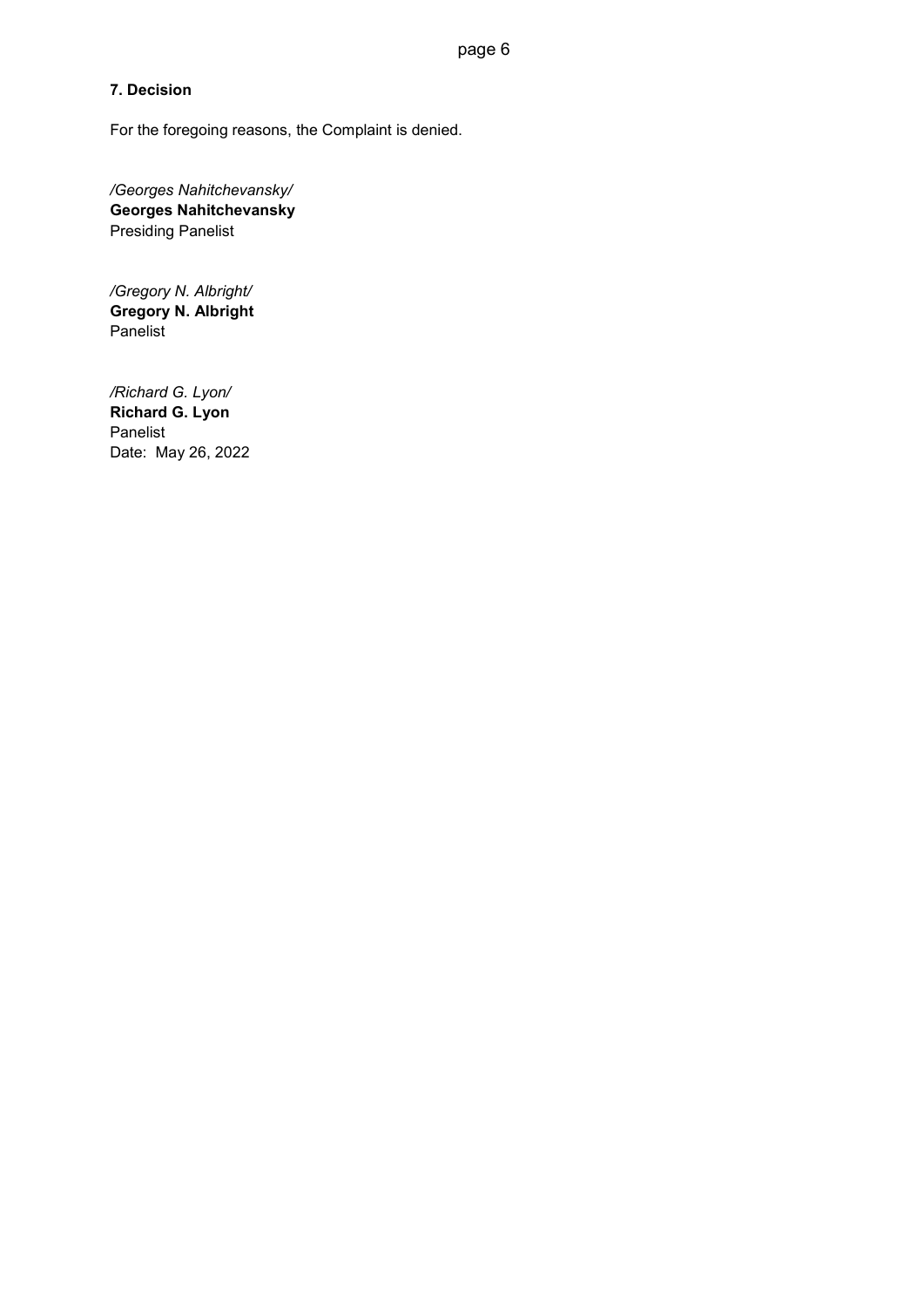### 7. Decision

For the foregoing reasons, the Complaint is denied.

*/Georges Nahitchevansky/*
**Georges Nahitchevansky**
Presiding Panelist

*/Gregory N. Albright/*
**Gregory N. Albright**
Panelist

*/Richard G. Lyon/*
**Richard G. Lyon**
Panelist
Date: May 26, 2022